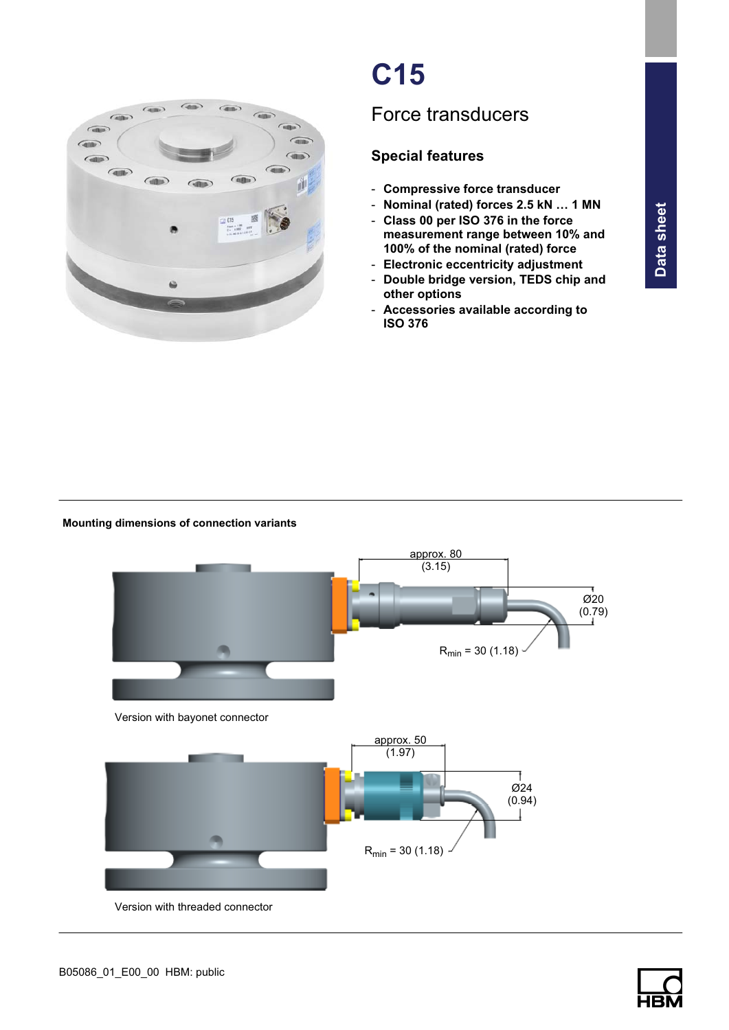# C15

## Force transducers

### Special features

- Compressive force transducer
- Nominal (rated) forces 2.5 kN … 1 MN
- Class 00 per ISO 376 in the force measurement range between 10% and 100% of the nominal (rated) force
- Electronic eccentricity adjustment
- Double bridge version, TEDS chip and other options
- Accessories available according to ISO 376

Data sheet

**Mounting dimensions of connection variants**

approx. 80 (3.15)

Ø20 (0.79)

$R_{min}$ = 30 (1.18)

Version with bayonet connector

approx. 50 (1.97)

Ø24 (0.94)

$R_{min}$ = 30 (1.18)

Version with threaded connector

B05086_01_E00_00 HBM: public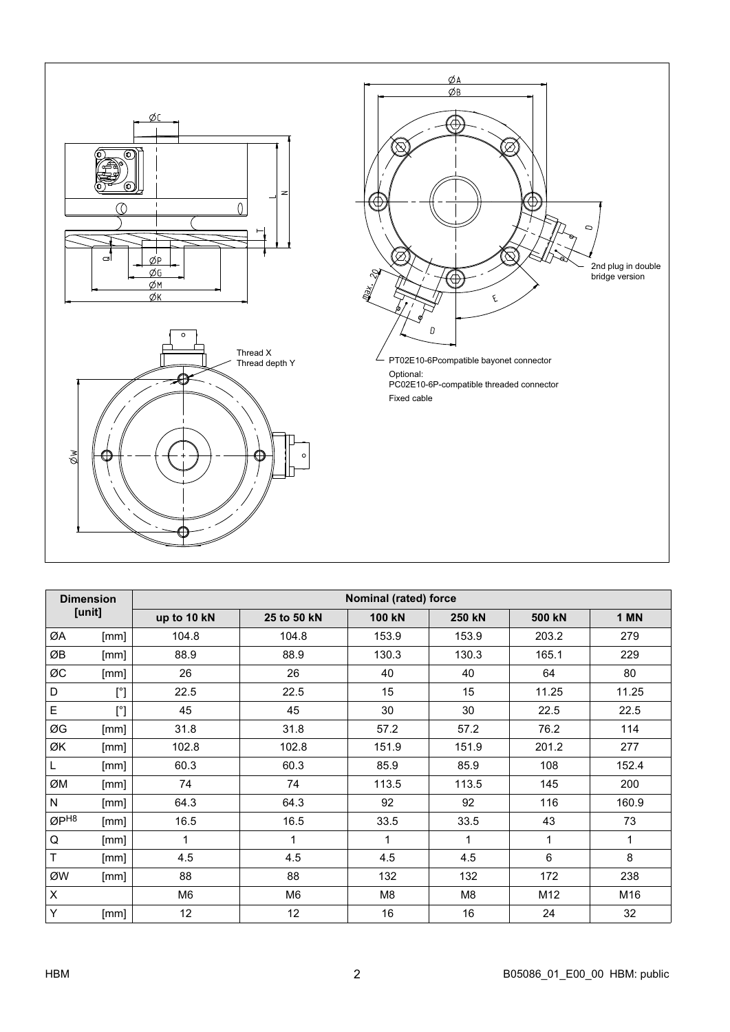Thread X
Thread depth Y

2nd plug in double bridge version

PT02E10-6Pcompatible bayonet connector

Optional:
PC02E10-6P-compatible threaded connector
Fixed cable

| Dimension | [unit] | Nominal (rated) force | | | | | |
|---|---|---|---|---|---|---|---|
| | | up to 10 kN | 25 to 50 kN | 100 kN | 250 kN | 500 kN | 1 MN |
| ØA | [mm] | 104.8 | 104.8 | 153.9 | 153.9 | 203.2 | 279 |
| ØB | [mm] | 88.9 | 88.9 | 130.3 | 130.3 | 165.1 | 229 |
| ØC | [mm] | 26 | 26 | 40 | 40 | 64 | 80 |
| D | [°] | 22.5 | 22.5 | 15 | 15 | 11.25 | 11.25 |
| E | [°] | 45 | 45 | 30 | 30 | 22.5 | 22.5 |
| ØG | [mm] | 31.8 | 31.8 | 57.2 | 57.2 | 76.2 | 114 |
| ØK | [mm] | 102.8 | 102.8 | 151.9 | 151.9 | 201.2 | 277 |
| L | [mm] | 60.3 | 60.3 | 85.9 | 85.9 | 108 | 152.4 |
| ØM | [mm] | 74 | 74 | 113.5 | 113.5 | 145 | 200 |
| N | [mm] | 64.3 | 64.3 | 92 | 92 | 116 | 160.9 |
| Ø$P^{H8}$ | [mm] | 16.5 | 16.5 | 33.5 | 33.5 | 43 | 73 |
| Q | [mm] | 1 | 1 | 1 | 1 | 1 | 1 |
| T | [mm] | 4.5 | 4.5 | 4.5 | 4.5 | 6 | 8 |
| ØW | [mm] | 88 | 88 | 132 | 132 | 172 | 238 |
| X | | M6 | M6 | M8 | M8 | M12 | M16 |
| Y | [mm] | 12 | 12 | 16 | 16 | 24 | 32 |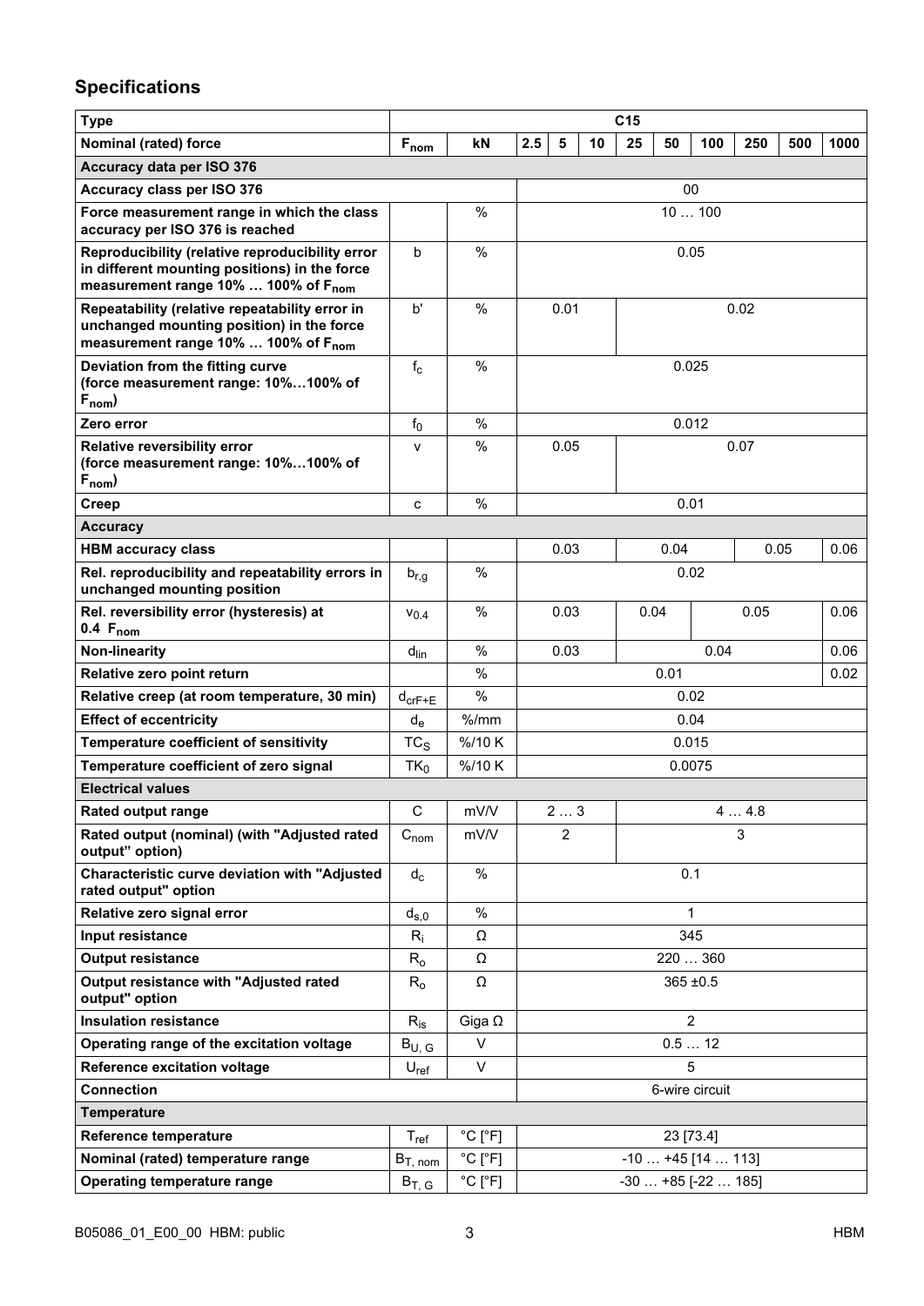## Specifications

| Type | | | C15 | | | | | | | | |
|---|---|---|---|---|---|---|---|---|---|---|---|
| **Nominal (rated) force** | $F_{nom}$ | kN | 2.5 | 5 | 10 | 25 | 50 | 100 | 250 | 500 | 1000 |
| **Accuracy data per ISO 376** | | | | | | | | | | | |
| **Accuracy class per ISO 376** | | | 00 | | | | | | | | |
| **Force measurement range in which the class accuracy per ISO 376 is reached** | | % | 10 … 100 | | | | | | | | |
| **Reproducibility (relative reproducibility error in different mounting positions) in the force measurement range 10% … 100% of $F_{nom}$** | b | % | 0.05 | | | | | | | | |
| **Repeatability (relative repeatability error in unchanged mounting position) in the force measurement range 10% … 100% of $F_{nom}$** | b' | % | 0.01 | | | 0.02 | | | | | |
| **Deviation from the fitting curve (force measurement range: 10%…100% of $F_{nom}$)** | $f_c$ | % | 0.025 | | | | | | | | |
| **Zero error** | $f_0$ | % | 0.012 | | | | | | | | |
| **Relative reversibility error (force measurement range: 10%…100% of $F_{nom}$)** | v | % | 0.05 | | | 0.07 | | | | | |
| **Creep** | c | % | 0.01 | | | | | | | | |
| **Accuracy** | | | | | | | | | | | |
| **HBM accuracy class** | | | 0.03 | | | 0.04 | | | 0.05 | | 0.06 |
| **Rel. reproducibility and repeatability errors in unchanged mounting position** | $b_{r,g}$ | % | 0.02 | | | | | | | | |
| **Rel. reversibility error (hysteresis) at 0.4 $F_{nom}$** | $v_{0.4}$ | % | 0.03 | | | 0.04 | | 0.05 | | | 0.06 |
| **Non-linearity** | $d_{lin}$ | % | 0.03 | | | 0.04 | | | | | 0.06 |
| **Relative zero point return** | | % | 0.01 | | | | | | | | 0.02 |
| **Relative creep (at room temperature, 30 min)** | $d_{crF+E}$ | % | 0.02 | | | | | | | | |
| **Effect of eccentricity** | $d_e$ | %/mm | 0.04 | | | | | | | | |
| **Temperature coefficient of sensitivity** | $TC_S$ | %/10 K | 0.015 | | | | | | | | |
| **Temperature coefficient of zero signal** | $TK_0$ | %/10 K | 0.0075 | | | | | | | | |
| **Electrical values** | | | | | | | | | | | |
| **Rated output range** | C | mV/V | 2 … 3 | | | 4 … 4.8 | | | | | |
| **Rated output (nominal) (with "Adjusted rated output" option)** | $C_{nom}$ | mV/V | 2 | | | 3 | | | | | |
| **Characteristic curve deviation with "Adjusted rated output" option** | $d_c$ | % | 0.1 | | | | | | | | |
| **Relative zero signal error** | $d_{s,0}$ | % | 1 | | | | | | | | |
| **Input resistance** | $R_i$ | Ω | 345 | | | | | | | | |
| **Output resistance** | $R_o$ | Ω | 220 … 360 | | | | | | | | |
| **Output resistance with "Adjusted rated output" option** | $R_o$ | Ω | 365 ±0.5 | | | | | | | | |
| **Insulation resistance** | $R_{is}$ | Giga Ω | 2 | | | | | | | | |
| **Operating range of the excitation voltage** | $B_{U, G}$ | V | 0.5 … 12 | | | | | | | | |
| **Reference excitation voltage** | $U_{ref}$ | V | 5 | | | | | | | | |
| **Connection** | | | 6-wire circuit | | | | | | | | |
| **Temperature** | | | | | | | | | | | |
| **Reference temperature** | $T_{ref}$ | °C [°F] | 23 [73.4] | | | | | | | | |
| **Nominal (rated) temperature range** | $B_{T, nom}$ | °C [°F] | -10 … +45 [14 … 113] | | | | | | | | |
| **Operating temperature range** | $B_{T, G}$ | °C [°F] | -30 … +85 [-22 … 185] | | | | | | | | |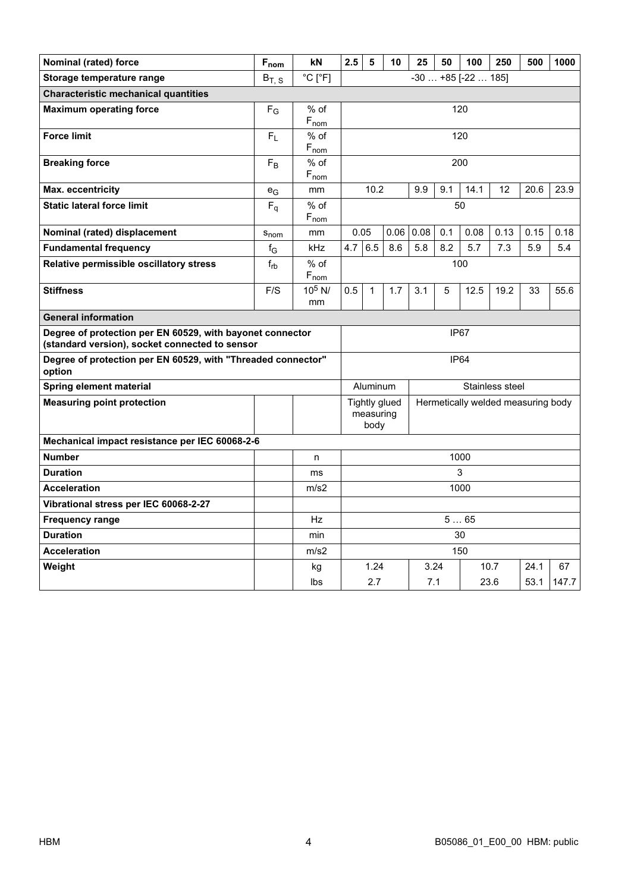| Nominal (rated) force | $F_{nom}$ | kN | 2.5 | 5 | 10 | 25 | 50 | 100 | 250 | 500 | 1000 |
|---|---|---|---|---|---|---|---|---|---|---|---|
| Storage temperature range | $B_{T,S}$ | °C [°F] | -30 … +85 [-22 … 185] | | | | | | | | |
| **Characteristic mechanical quantities** | | | | | | | | | | | |
| **Maximum operating force** | $F_G$ | % of $F_{nom}$ | 120 | | | | | | | | |
| **Force limit** | $F_L$ | % of $F_{nom}$ | 120 | | | | | | | | |
| **Breaking force** | $F_B$ | % of $F_{nom}$ | 200 | | | | | | | | |
| **Max. eccentricity** | $e_G$ | mm | 10.2 | | | 9.9 | 9.1 | 14.1 | 12 | 20.6 | 23.9 |
| **Static lateral force limit** | $F_q$ | % of $F_{nom}$ | 50 | | | | | | | | |
| **Nominal (rated) displacement** | $s_{nom}$ | mm | 0.05 | | 0.06 | 0.08 | 0.1 | 0.08 | 0.13 | 0.15 | 0.18 |
| **Fundamental frequency** | $f_G$ | kHz | 4.7 | 6.5 | 8.6 | 5.8 | 8.2 | 5.7 | 7.3 | 5.9 | 5.4 |
| **Relative permissible oscillatory stress** | $f_{rb}$ | % of $F_{nom}$ | 100 | | | | | | | | |
| **Stiffness** | F/S | $10^5$ N/mm | 0.5 | 1 | 1.7 | 3.1 | 5 | 12.5 | 19.2 | 33 | 55.6 |
| **General information** | | | | | | | | | | | |
| **Degree of protection per EN 60529, with bayonet connector (standard version), socket connected to sensor** | | | IP67 | | | | | | | | |
| **Degree of protection per EN 60529, with "Threaded connector" option** | | | IP64 | | | | | | | | |
| **Spring element material** | | | Aluminum | | | Stainless steel | | | | | |
| **Measuring point protection** | | | Tightly glued measuring body | | | Hermetically welded measuring body | | | | | |
| **Mechanical impact resistance per IEC 60068-2-6** | | | | | | | | | | | |
| **Number** | | n | 1000 | | | | | | | | |
| **Duration** | | ms | 3 | | | | | | | | |
| **Acceleration** | | m/s2 | 1000 | | | | | | | | |
| **Vibrational stress per IEC 60068-2-27** | | | | | | | | | | | |
| **Frequency range** | | Hz | 5 … 65 | | | | | | | | |
| **Duration** | | min | 30 | | | | | | | | |
| **Acceleration** | | m/s2 | 150 | | | | | | | | |
| **Weight** | | kg | 1.24 | | | 3.24 | | 10.7 | | 24.1 | 67 |
| | | lbs | 2.7 | | | 7.1 | | 23.6 | | 53.1 | 147.7 |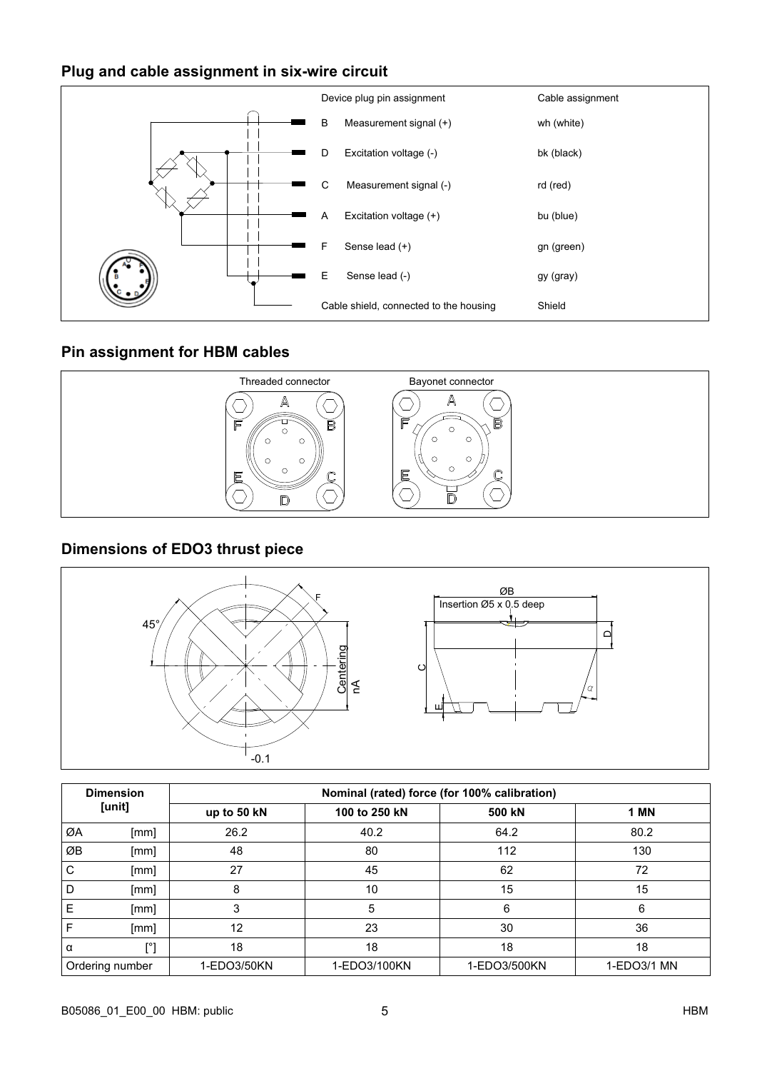## Plug and cable assignment in six-wire circuit

| Device plug pin assignment | | Cable assignment |
|---|---|---|
| B | Measurement signal (+) | wh (white) |
| D | Excitation voltage (-) | bk (black) |
| C | Measurement signal (-) | rd (red) |
| A | Excitation voltage (+) | bu (blue) |
| F | Sense lead (+) | gn (green) |
| E | Sense lead (-) | gy (gray) |
| Cable shield, connected to the housing | | Shield |

## Pin assignment for HBM cables

Threaded connector

Bayonet connector

## Dimensions of EDO3 thrust piece

| Dimension [unit] | | Nominal (rated) force (for 100% calibration) | | | |
|---|---|---|---|---|---|
| | | up to 50 kN | 100 to 250 kN | 500 kN | 1 MN |
| ØA | [mm] | 26.2 | 40.2 | 64.2 | 80.2 |
| ØB | [mm] | 48 | 80 | 112 | 130 |
| C | [mm] | 27 | 45 | 62 | 72 |
| D | [mm] | 8 | 10 | 15 | 15 |
| E | [mm] | 3 | 5 | 6 | 6 |
| F | [mm] | 12 | 23 | 30 | 36 |
| α | [°] | 18 | 18 | 18 | 18 |
| Ordering number | | 1-EDO3/50KN | 1-EDO3/100KN | 1-EDO3/500KN | 1-EDO3/1 MN |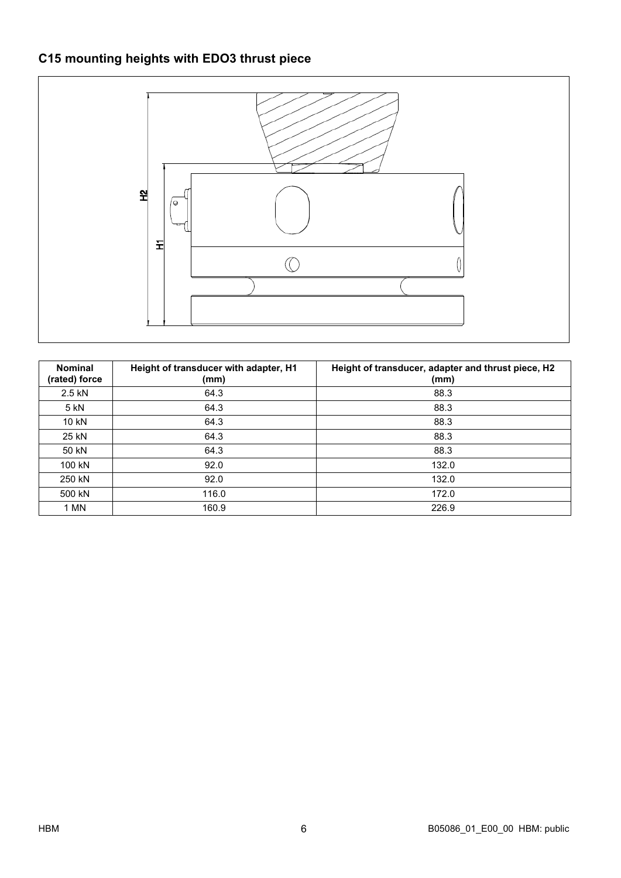## C15 mounting heights with EDO3 thrust piece

| Nominal (rated) force | Height of transducer with adapter, H1 (mm) | Height of transducer, adapter and thrust piece, H2 (mm) |
|---|---|---|
| 2.5 kN | 64.3 | 88.3 |
| 5 kN | 64.3 | 88.3 |
| 10 kN | 64.3 | 88.3 |
| 25 kN | 64.3 | 88.3 |
| 50 kN | 64.3 | 88.3 |
| 100 kN | 92.0 | 132.0 |
| 250 kN | 92.0 | 132.0 |
| 500 kN | 116.0 | 172.0 |
| 1 MN | 160.9 | 226.9 |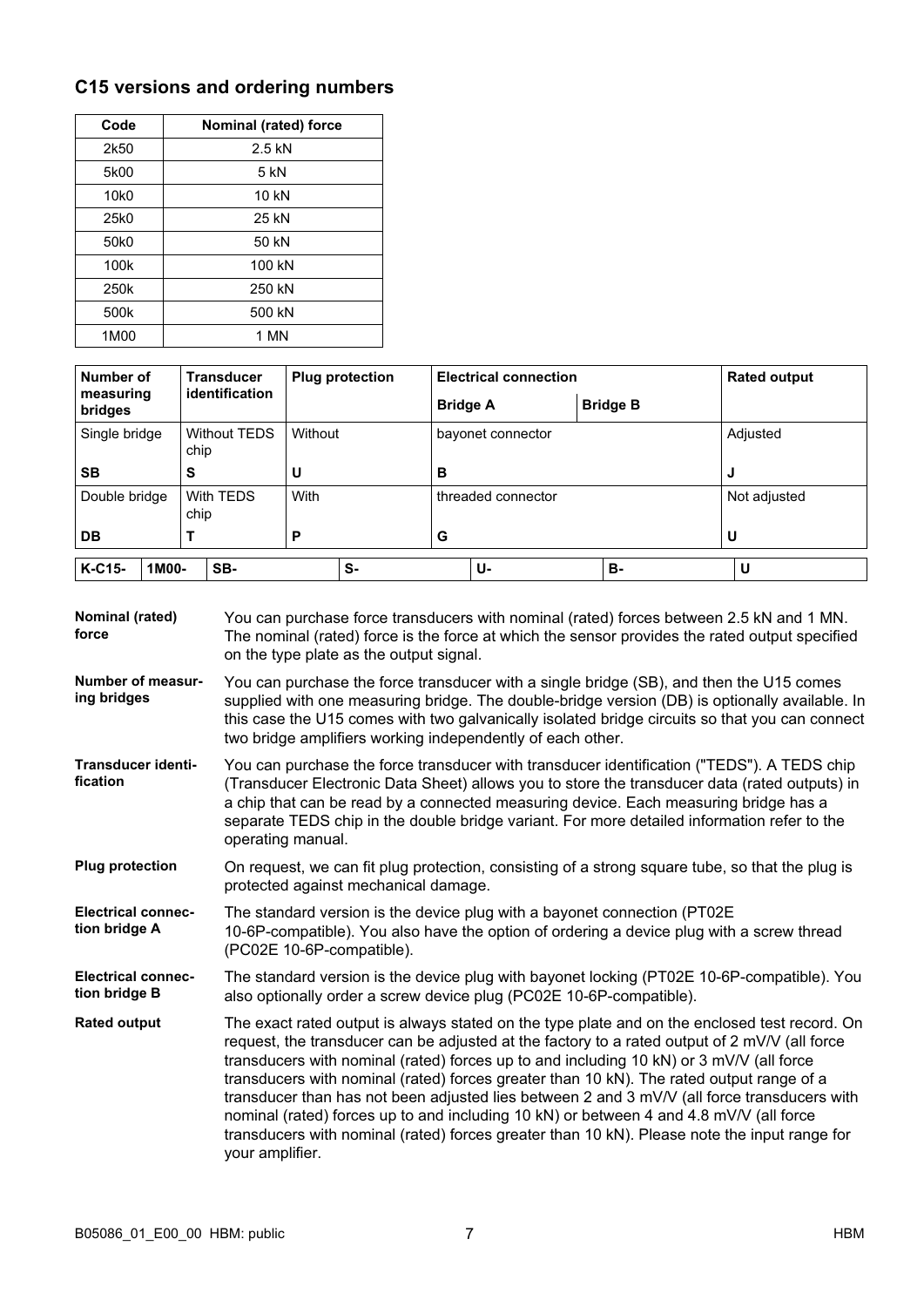## C15 versions and ordering numbers

| Code | Nominal (rated) force |
|---|---|
| 2k50 | 2.5 kN |
| 5k00 | 5 kN |
| 10k0 | 10 kN |
| 25k0 | 25 kN |
| 50k0 | 50 kN |
| 100k | 100 kN |
| 250k | 250 kN |
| 500k | 500 kN |
| 1M00 | 1 MN |

| Number of measuring bridges | Transducer identification | Plug protection | Electrical connection | | Rated output |
|---|---|---|---|---|---|
| | | | Bridge A | Bridge B | |
| Single bridge | Without TEDS chip | Without | bayonet connector | | Adjusted |
| SB | S | U | B | | J |
| Double bridge | With TEDS chip | With | threaded connector | | Not adjusted |
| DB | T | P | G | | U |

| K-C15- | 1M00- | SB- | S- | U- | B- | U |
|---|---|---|---|---|---|---|

**Nominal (rated) force**
You can purchase force transducers with nominal (rated) forces between 2.5 kN and 1 MN. The nominal (rated) force is the force at which the sensor provides the rated output specified on the type plate as the output signal.

**Number of measuring bridges**
You can purchase the force transducer with a single bridge (SB), and then the U15 comes supplied with one measuring bridge. The double-bridge version (DB) is optionally available. In this case the U15 comes with two galvanically isolated bridge circuits so that you can connect two bridge amplifiers working independently of each other.

**Transducer identification**
You can purchase the force transducer with transducer identification ("TEDS"). A TEDS chip (Transducer Electronic Data Sheet) allows you to store the transducer data (rated outputs) in a chip that can be read by a connected measuring device. Each measuring bridge has a separate TEDS chip in the double bridge variant. For more detailed information refer to the operating manual.

**Plug protection**
On request, we can fit plug protection, consisting of a strong square tube, so that the plug is protected against mechanical damage.

**Electrical connection bridge A**
The standard version is the device plug with a bayonet connection (PT02E 10-6P-compatible). You also have the option of ordering a device plug with a screw thread (PC02E 10-6P-compatible).

**Electrical connection bridge B**
The standard version is the device plug with bayonet locking (PT02E 10-6P-compatible). You also optionally order a screw device plug (PC02E 10-6P-compatible).

**Rated output**
The exact rated output is always stated on the type plate and on the enclosed test record. On request, the transducer can be adjusted at the factory to a rated output of 2 mV/V (all force transducers with nominal (rated) forces up to and including 10 kN) or 3 mV/V (all force transducers with nominal (rated) forces greater than 10 kN). The rated output range of a transducer than has not been adjusted lies between 2 and 3 mV/V (all force transducers with nominal (rated) forces up to and including 10 kN) or between 4 and 4.8 mV/V (all force transducers with nominal (rated) forces greater than 10 kN). Please note the input range for your amplifier.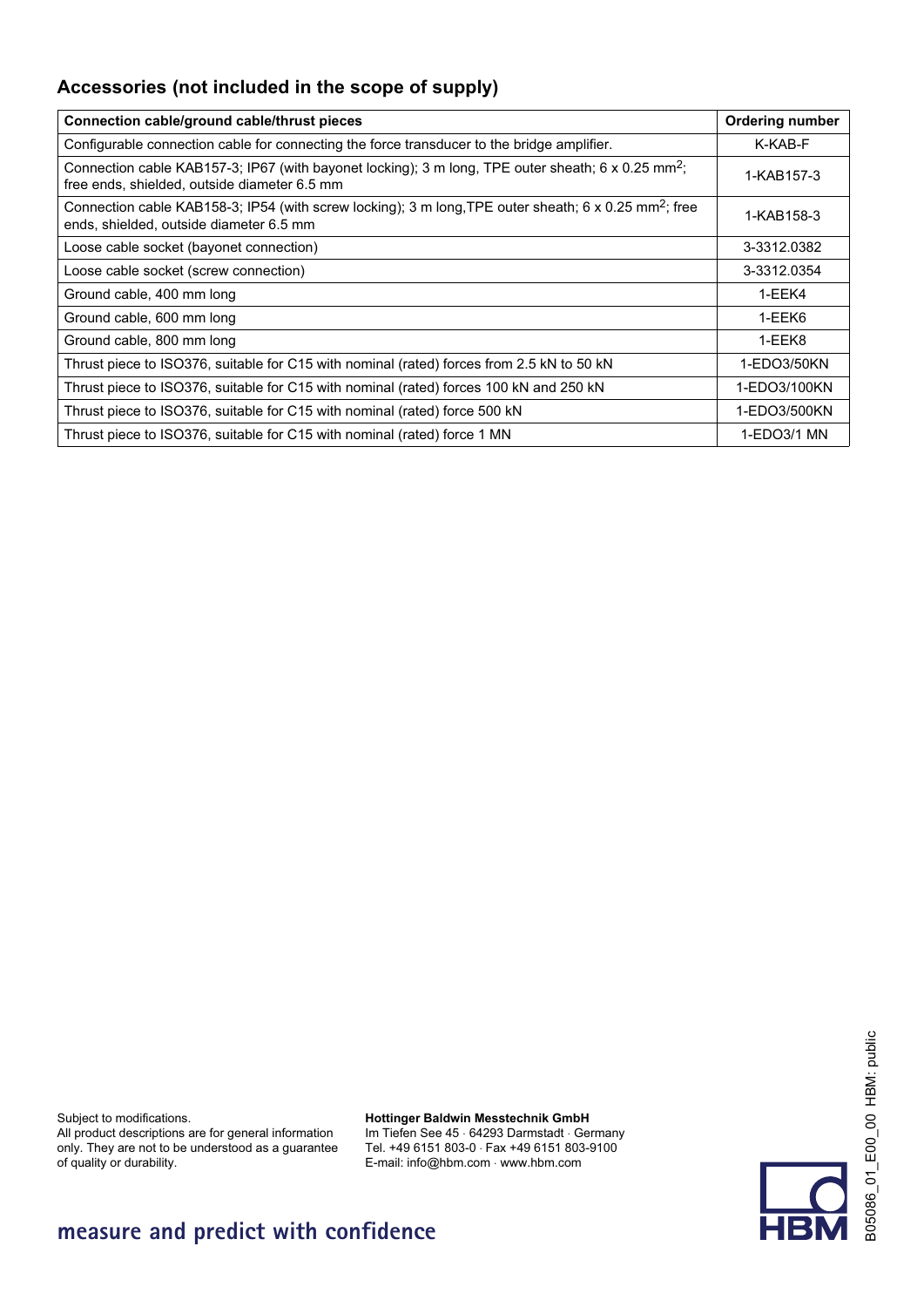## Accessories (not included in the scope of supply)

| Connection cable/ground cable/thrust pieces | Ordering number |
|---|---|
| Configurable connection cable for connecting the force transducer to the bridge amplifier. | K-KAB-F |
| Connection cable KAB157-3; IP67 (with bayonet locking); 3 m long, TPE outer sheath; 6 x 0.25 $mm^2$; free ends, shielded, outside diameter 6.5 mm | 1-KAB157-3 |
| Connection cable KAB158-3; IP54 (with screw locking); 3 m long,TPE outer sheath; 6 x 0.25 $mm^2$; free ends, shielded, outside diameter 6.5 mm | 1-KAB158-3 |
| Loose cable socket (bayonet connection) | 3-3312.0382 |
| Loose cable socket (screw connection) | 3-3312.0354 |
| Ground cable, 400 mm long | 1-EEK4 |
| Ground cable, 600 mm long | 1-EEK6 |
| Ground cable, 800 mm long | 1-EEK8 |
| Thrust piece to ISO376, suitable for C15 with nominal (rated) forces from 2.5 kN to 50 kN | 1-EDO3/50KN |
| Thrust piece to ISO376, suitable for C15 with nominal (rated) forces 100 kN and 250 kN | 1-EDO3/100KN |
| Thrust piece to ISO376, suitable for C15 with nominal (rated) force 500 kN | 1-EDO3/500KN |
| Thrust piece to ISO376, suitable for C15 with nominal (rated) force 1 MN | 1-EDO3/1 MN |

Subject to modifications.
All product descriptions are for general information only. They are not to be understood as a guarantee of quality or durability.

**Hottinger Baldwin Messtechnik GmbH**
Im Tiefen See 45 · 64293 Darmstadt · Germany
Tel. +49 6151 803-0 · Fax +49 6151 803-9100
E-mail: info@hbm.com · www.hbm.com

measure and predict with confidence

B05086_01_E00_00 HBM: public